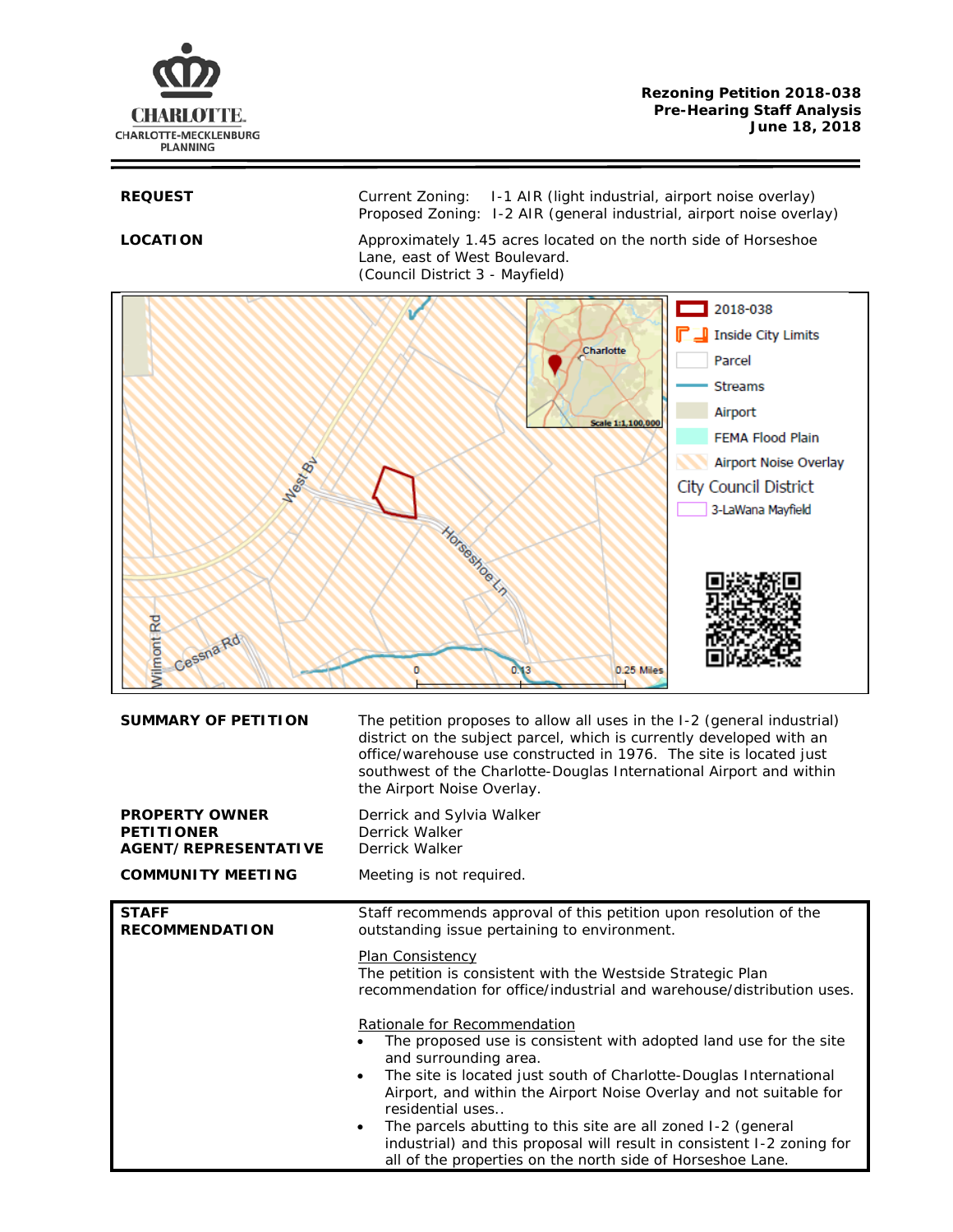**Rezoning Petition 2018-038**
**Pre-Hearing Staff Analysis**
**June 18, 2018**

| | |
|---|---|
| **REQUEST** | Current Zoning: I-1 AIR (light industrial, airport noise overlay)<br>Proposed Zoning: I-2 AIR (general industrial, airport noise overlay) |
| **LOCATION** | Approximately 1.45 acres located on the north side of Horseshoe Lane, east of West Boulevard.<br>(Council District 3 - Mayfield) |

| | |
|---|---|
| **SUMMARY OF PETITION** | The petition proposes to allow all uses in the I-2 (general industrial) district on the subject parcel, which is currently developed with an office/warehouse use constructed in 1976. The site is located just southwest of the Charlotte-Douglas International Airport and within the Airport Noise Overlay. |
| **PROPERTY OWNER**<br>**PETITIONER**<br>**AGENT/REPRESENTATIVE** | Derrick and Sylvia Walker<br>Derrick Walker<br>Derrick Walker |
| **COMMUNITY MEETING** | Meeting is not required. |

**STAFF RECOMMENDATION**

Staff recommends approval of this petition upon resolution of the outstanding issue pertaining to environment.

Plan Consistency
The petition is consistent with the Westside Strategic Plan recommendation for office/industrial and warehouse/distribution uses.

Rationale for Recommendation
- The proposed use is consistent with adopted land use for the site and surrounding area.
- The site is located just south of Charlotte-Douglas International Airport, and within the Airport Noise Overlay and not suitable for residential uses..
- The parcels abutting to this site are all zoned I-2 (general industrial) and this proposal will result in consistent I-2 zoning for all of the properties on the north side of Horseshoe Lane.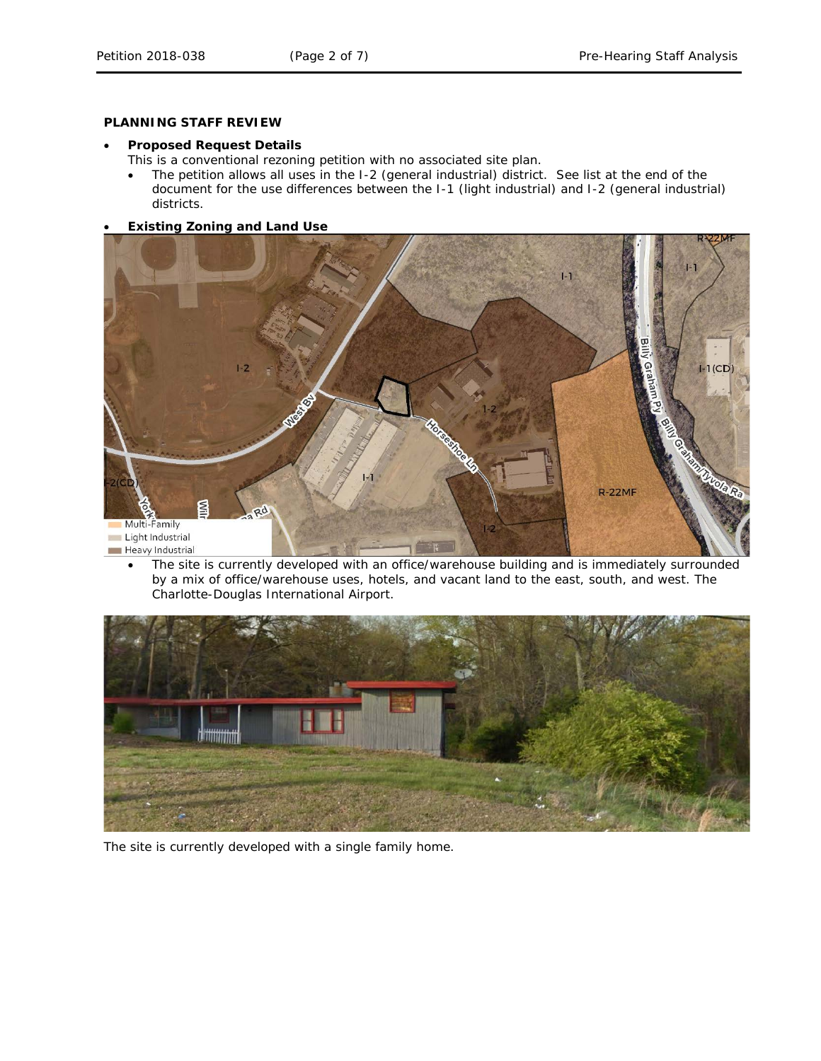## PLANNING STAFF REVIEW

- **Proposed Request Details**
  This is a conventional rezoning petition with no associated site plan.
  - The petition allows all uses in the I-2 (general industrial) district. See list at the end of the document for the use differences between the I-1 (light industrial) and I-2 (general industrial) districts.

- **Existing Zoning and Land Use**
  - The site is currently developed with an office/warehouse building and is immediately surrounded by a mix of office/warehouse uses, hotels, and vacant land to the east, south, and west. The Charlotte-Douglas International Airport.

The site is currently developed with a single family home.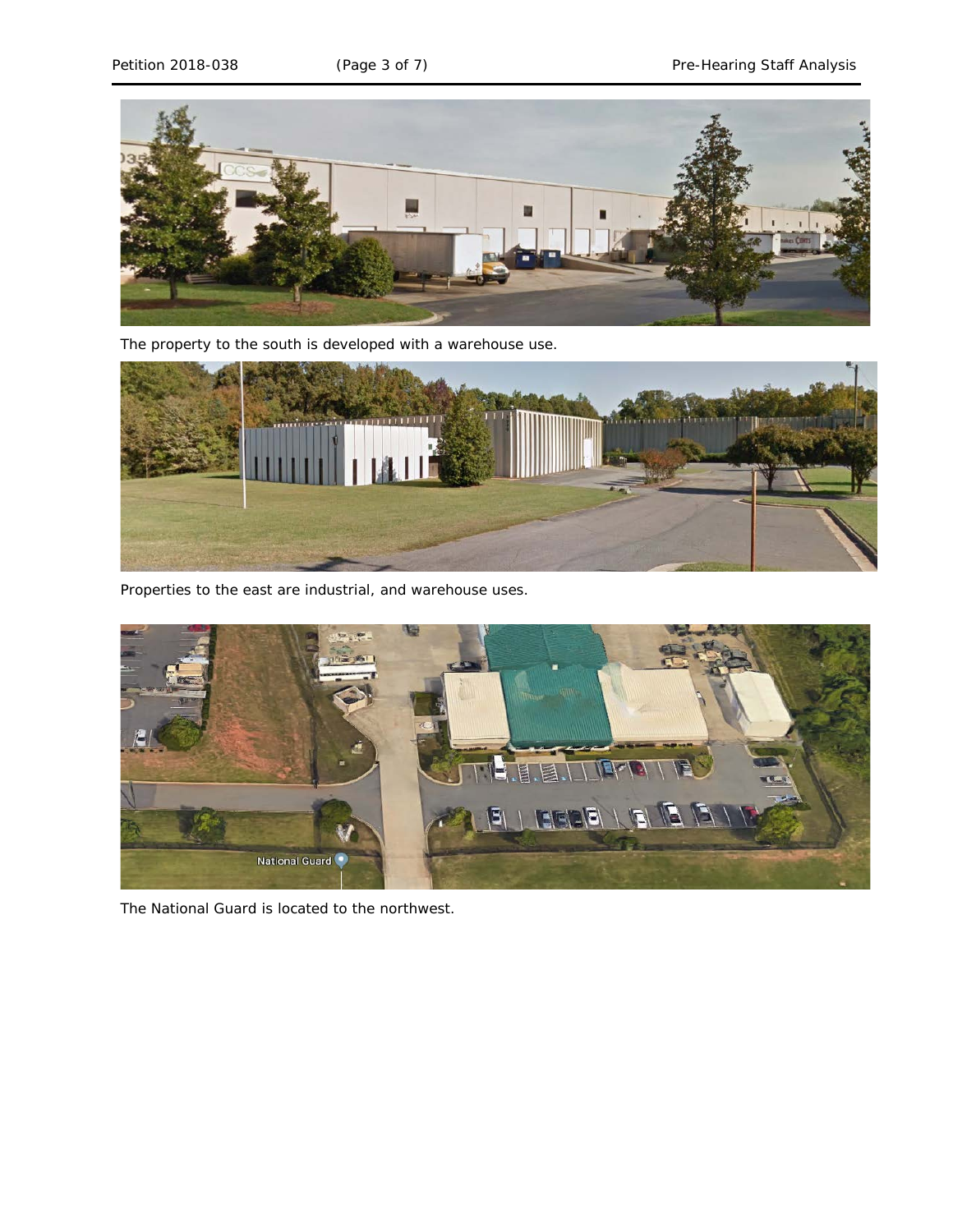The property to the south is developed with a warehouse use.

Properties to the east are industrial, and warehouse uses.

The National Guard is located to the northwest.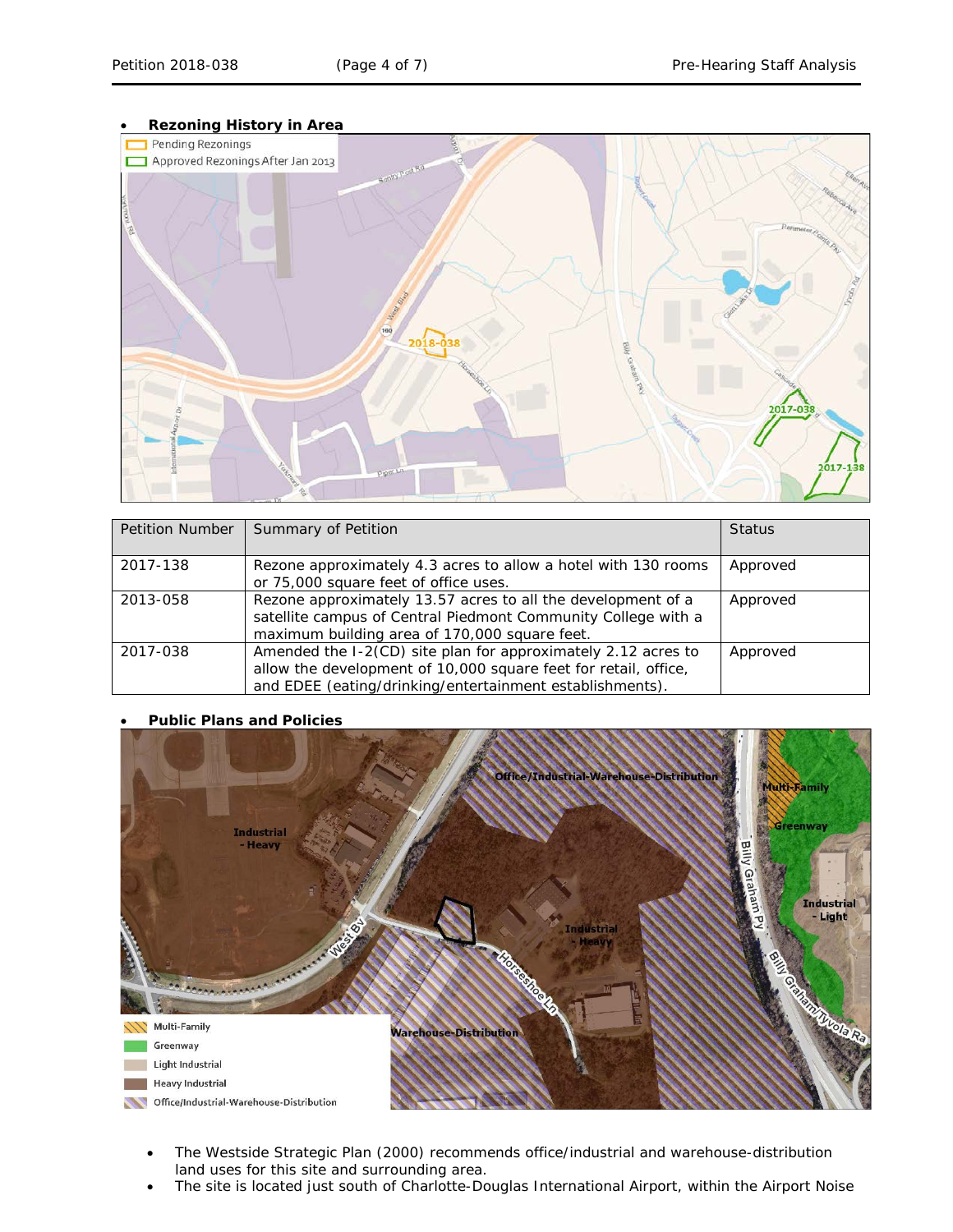- **Rezoning History in Area**

| Petition Number | Summary of Petition | Status |
|---|---|---|
| 2017-138 | Rezone approximately 4.3 acres to allow a hotel with 130 rooms or 75,000 square feet of office uses. | Approved |
| 2013-058 | Rezone approximately 13.57 acres to all the development of a satellite campus of Central Piedmont Community College with a maximum building area of 170,000 square feet. | Approved |
| 2017-038 | Amended the I-2(CD) site plan for approximately 2.12 acres to allow the development of 10,000 square feet for retail, office, and EDEE (eating/drinking/entertainment establishments). | Approved |

- **Public Plans and Policies**

- The Westside Strategic Plan (2000) recommends office/industrial and warehouse-distribution land uses for this site and surrounding area.
- The site is located just south of Charlotte-Douglas International Airport, within the Airport Noise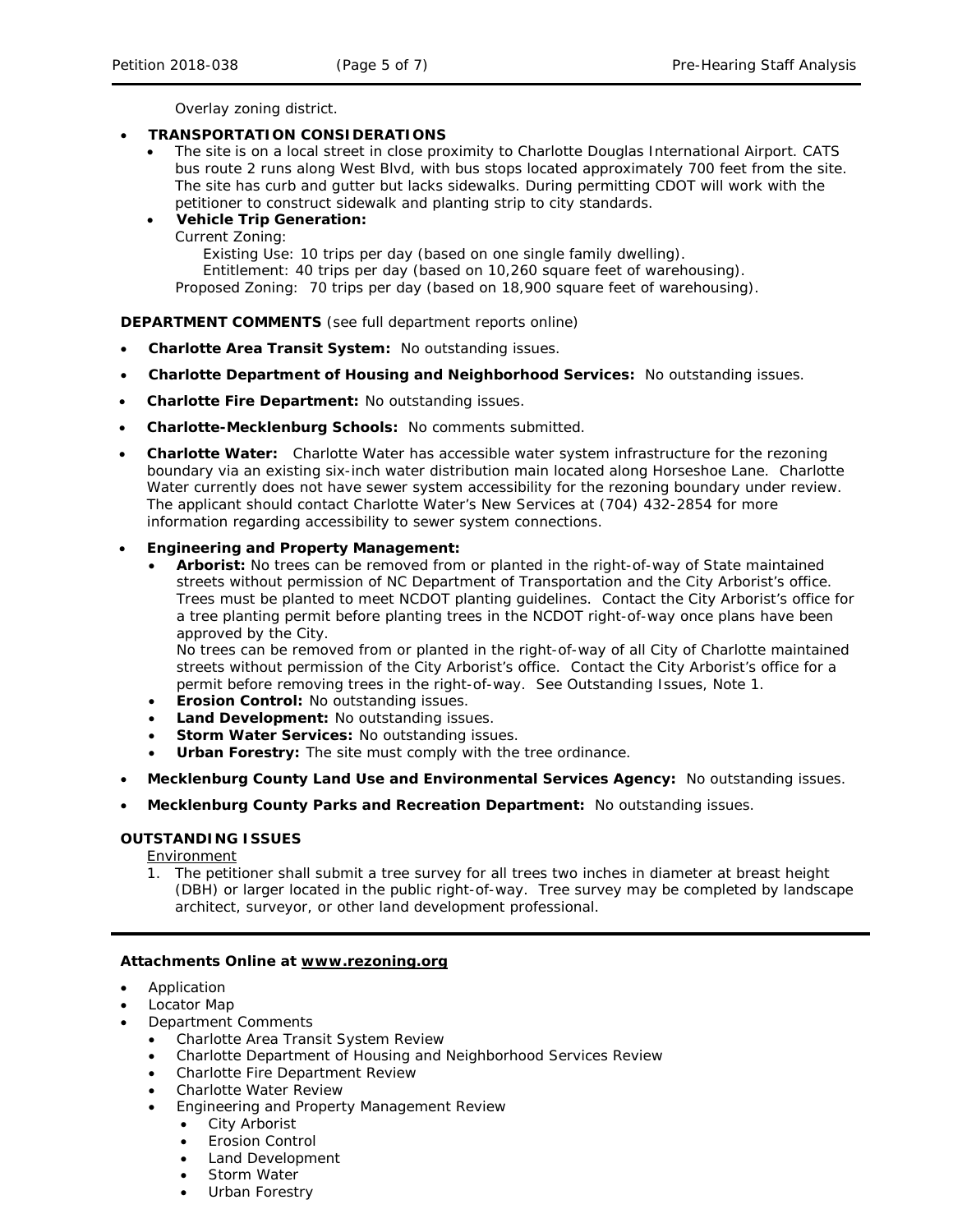Overlay zoning district.

- **TRANSPORTATION CONSIDERATIONS**
  - The site is on a local street in close proximity to Charlotte Douglas International Airport. CATS bus route 2 runs along West Blvd, with bus stops located approximately 700 feet from the site. The site has curb and gutter but lacks sidewalks. During permitting CDOT will work with the petitioner to construct sidewalk and planting strip to city standards.
  - **Vehicle Trip Generation:**
    Current Zoning:
    Existing Use: 10 trips per day (based on one single family dwelling).
    Entitlement: 40 trips per day (based on 10,260 square feet of warehousing).
    Proposed Zoning: 70 trips per day (based on 18,900 square feet of warehousing).

**DEPARTMENT COMMENTS** (see full department reports online)

- **Charlotte Area Transit System:** No outstanding issues.
- **Charlotte Department of Housing and Neighborhood Services:** No outstanding issues.
- **Charlotte Fire Department:** No outstanding issues.
- **Charlotte-Mecklenburg Schools:** No comments submitted.
- **Charlotte Water:** Charlotte Water has accessible water system infrastructure for the rezoning boundary via an existing six-inch water distribution main located along Horseshoe Lane. Charlotte Water currently does not have sewer system accessibility for the rezoning boundary under review. The applicant should contact Charlotte Water's New Services at (704) 432-2854 for more information regarding accessibility to sewer system connections.
- **Engineering and Property Management:**
  - **Arborist:** No trees can be removed from or planted in the right-of-way of State maintained streets without permission of NC Department of Transportation and the City Arborist's office. Trees must be planted to meet NCDOT planting guidelines. Contact the City Arborist's office for a tree planting permit before planting trees in the NCDOT right-of-way once plans have been approved by the City.
    No trees can be removed from or planted in the right-of-way of all City of Charlotte maintained streets without permission of the City Arborist's office. Contact the City Arborist's office for a permit before removing trees in the right-of-way. See Outstanding Issues, Note 1.
  - **Erosion Control:** No outstanding issues.
  - **Land Development:** No outstanding issues.
  - **Storm Water Services:** No outstanding issues.
  - **Urban Forestry:** The site must comply with the tree ordinance.
- **Mecklenburg County Land Use and Environmental Services Agency:** No outstanding issues.
- **Mecklenburg County Parks and Recreation Department:** No outstanding issues.

**OUTSTANDING ISSUES**

Environment

1. The petitioner shall submit a tree survey for all trees two inches in diameter at breast height (DBH) or larger located in the public right-of-way. Tree survey may be completed by landscape architect, surveyor, or other land development professional.

---

**Attachments Online at www.rezoning.org**

- Application
- Locator Map
- Department Comments
  - Charlotte Area Transit System Review
  - Charlotte Department of Housing and Neighborhood Services Review
  - Charlotte Fire Department Review
  - Charlotte Water Review
  - Engineering and Property Management Review
    - City Arborist
    - Erosion Control
    - Land Development
    - Storm Water
    - Urban Forestry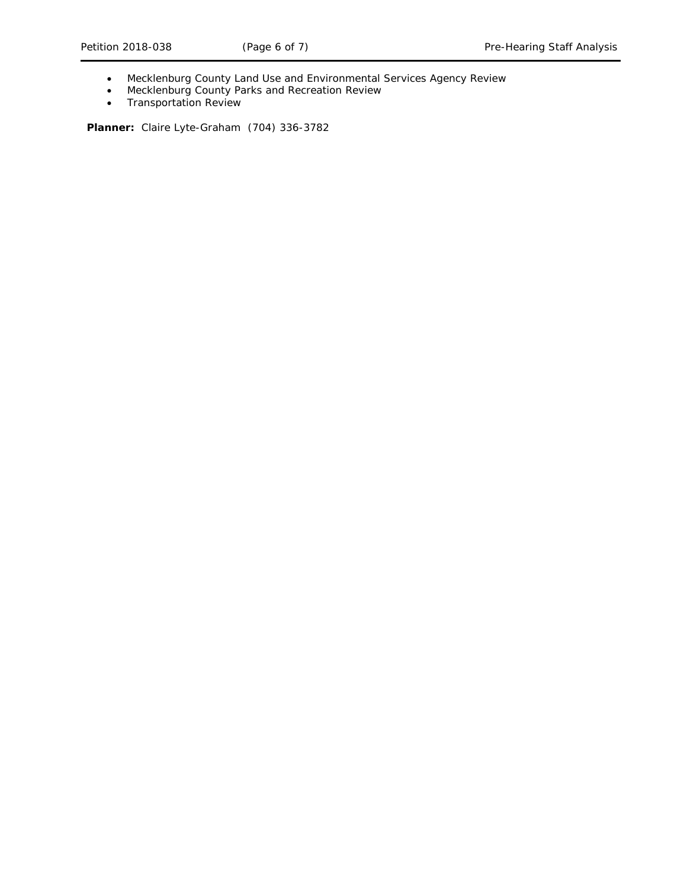- Mecklenburg County Land Use and Environmental Services Agency Review
- Mecklenburg County Parks and Recreation Review
- Transportation Review

**Planner:** Claire Lyte-Graham (704) 336-3782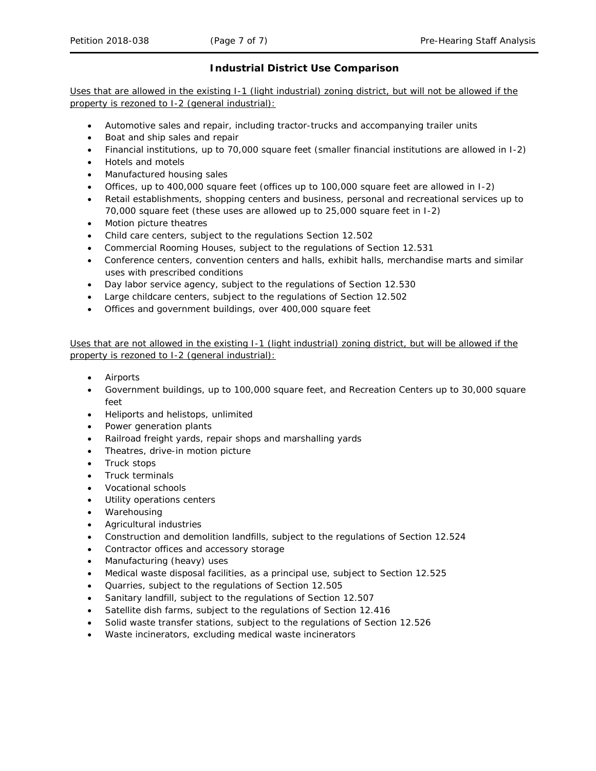## Industrial District Use Comparison

Uses that are allowed in the existing I-1 (light industrial) zoning district, but will not be allowed if the property is rezoned to I-2 (general industrial):

- Automotive sales and repair, including tractor-trucks and accompanying trailer units
- Boat and ship sales and repair
- Financial institutions, up to 70,000 square feet (smaller financial institutions are allowed in I-2)
- Hotels and motels
- Manufactured housing sales
- Offices, up to 400,000 square feet (offices up to 100,000 square feet are allowed in I-2)
- Retail establishments, shopping centers and business, personal and recreational services up to 70,000 square feet (these uses are allowed up to 25,000 square feet in I-2)
- Motion picture theatres
- Child care centers, subject to the regulations Section 12.502
- Commercial Rooming Houses, subject to the regulations of Section 12.531
- Conference centers, convention centers and halls, exhibit halls, merchandise marts and similar uses with prescribed conditions
- Day labor service agency, subject to the regulations of Section 12.530
- Large childcare centers, subject to the regulations of Section 12.502
- Offices and government buildings, over 400,000 square feet

Uses that are not allowed in the existing I-1 (light industrial) zoning district, but will be allowed if the property is rezoned to I-2 (general industrial):

- Airports
- Government buildings, up to 100,000 square feet, and Recreation Centers up to 30,000 square feet
- Heliports and helistops, unlimited
- Power generation plants
- Railroad freight yards, repair shops and marshalling yards
- Theatres, drive-in motion picture
- Truck stops
- Truck terminals
- Vocational schools
- Utility operations centers
- Warehousing
- Agricultural industries
- Construction and demolition landfills, subject to the regulations of Section 12.524
- Contractor offices and accessory storage
- Manufacturing (heavy) uses
- Medical waste disposal facilities, as a principal use, subject to Section 12.525
- Quarries, subject to the regulations of Section 12.505
- Sanitary landfill, subject to the regulations of Section 12.507
- Satellite dish farms, subject to the regulations of Section 12.416
- Solid waste transfer stations, subject to the regulations of Section 12.526
- Waste incinerators, excluding medical waste incinerators